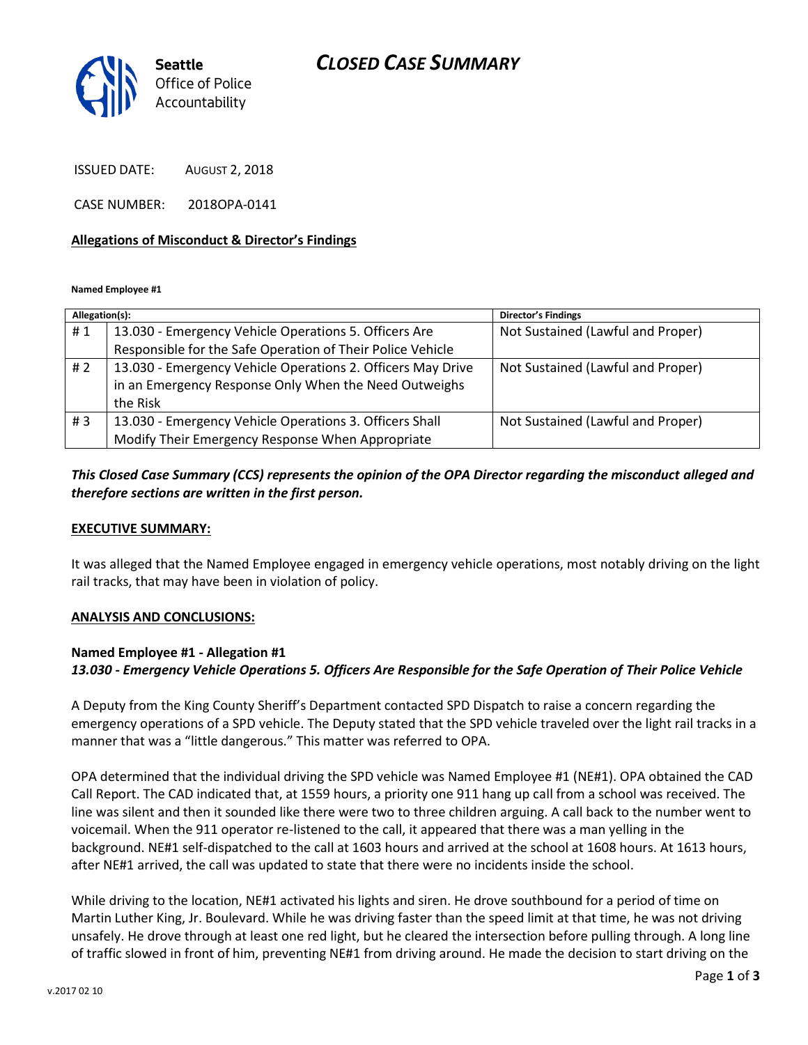Seattle Office of Police Accountability

# CLOSED CASE SUMMARY

ISSUED DATE: AUGUST 2, 2018

CASE NUMBER: 2018OPA-0141

**Allegations of Misconduct & Director's Findings**

**Named Employee #1**

| Allegation(s): | | Director's Findings |
|---|---|---|
| # 1 | 13.030 - Emergency Vehicle Operations 5. Officers Are Responsible for the Safe Operation of Their Police Vehicle | Not Sustained (Lawful and Proper) |
| # 2 | 13.030 - Emergency Vehicle Operations 2. Officers May Drive in an Emergency Response Only When the Need Outweighs the Risk | Not Sustained (Lawful and Proper) |
| # 3 | 13.030 - Emergency Vehicle Operations 3. Officers Shall Modify Their Emergency Response When Appropriate | Not Sustained (Lawful and Proper) |

***This Closed Case Summary (CCS) represents the opinion of the OPA Director regarding the misconduct alleged and therefore sections are written in the first person.***

**EXECUTIVE SUMMARY:**

It was alleged that the Named Employee engaged in emergency vehicle operations, most notably driving on the light rail tracks, that may have been in violation of policy.

**ANALYSIS AND CONCLUSIONS:**

**Named Employee #1 - Allegation #1**
***13.030 - Emergency Vehicle Operations 5. Officers Are Responsible for the Safe Operation of Their Police Vehicle***

A Deputy from the King County Sheriff's Department contacted SPD Dispatch to raise a concern regarding the emergency operations of a SPD vehicle. The Deputy stated that the SPD vehicle traveled over the light rail tracks in a manner that was a "little dangerous." This matter was referred to OPA.

OPA determined that the individual driving the SPD vehicle was Named Employee #1 (NE#1). OPA obtained the CAD Call Report. The CAD indicated that, at 1559 hours, a priority one 911 hang up call from a school was received. The line was silent and then it sounded like there were two to three children arguing. A call back to the number went to voicemail. When the 911 operator re-listened to the call, it appeared that there was a man yelling in the background. NE#1 self-dispatched to the call at 1603 hours and arrived at the school at 1608 hours. At 1613 hours, after NE#1 arrived, the call was updated to state that there were no incidents inside the school.

While driving to the location, NE#1 activated his lights and siren. He drove southbound for a period of time on Martin Luther King, Jr. Boulevard. While he was driving faster than the speed limit at that time, he was not driving unsafely. He drove through at least one red light, but he cleared the intersection before pulling through. A long line of traffic slowed in front of him, preventing NE#1 from driving around. He made the decision to start driving on the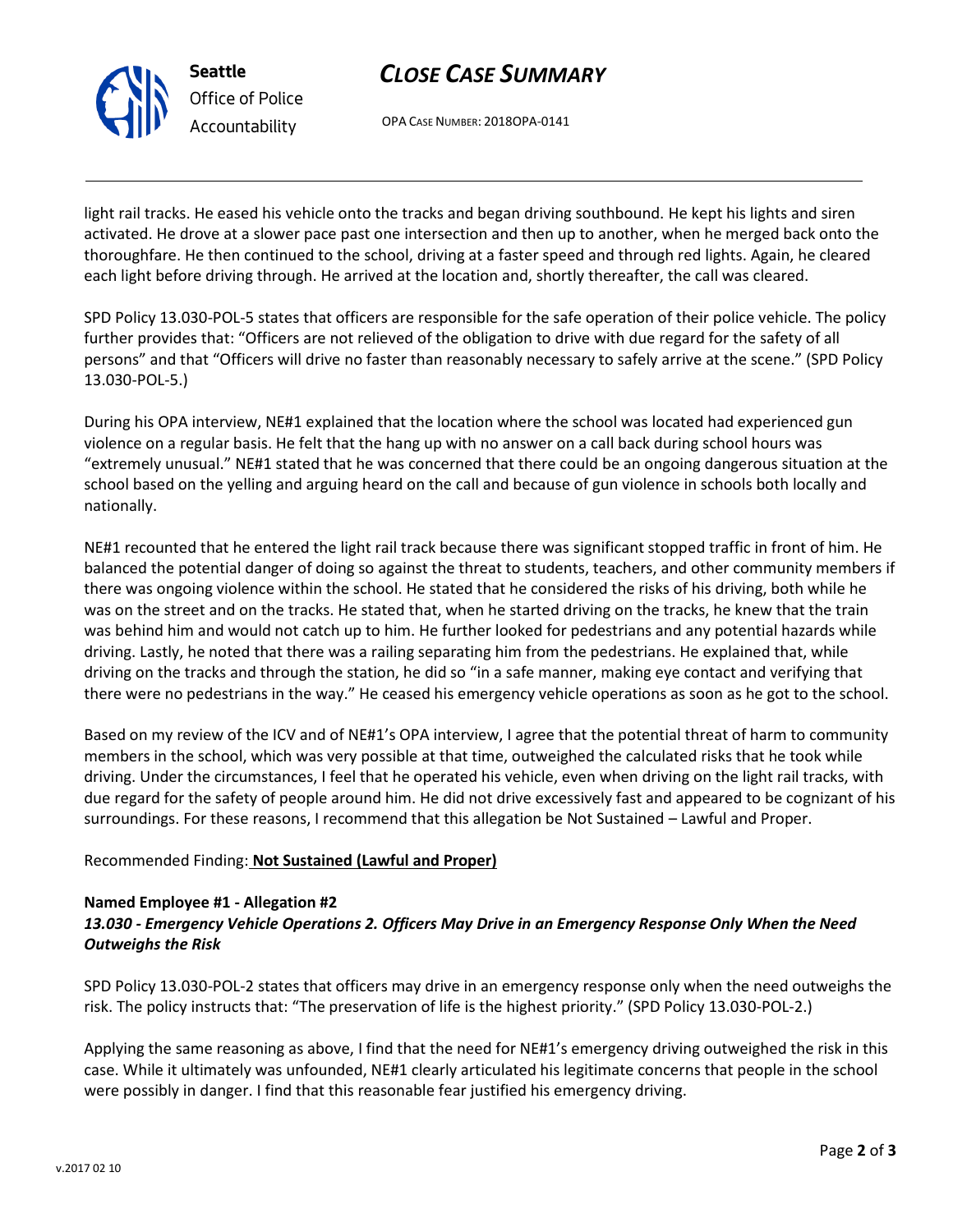light rail tracks. He eased his vehicle onto the tracks and began driving southbound. He kept his lights and siren activated. He drove at a slower pace past one intersection and then up to another, when he merged back onto the thoroughfare. He then continued to the school, driving at a faster speed and through red lights. Again, he cleared each light before driving through. He arrived at the location and, shortly thereafter, the call was cleared.

SPD Policy 13.030-POL-5 states that officers are responsible for the safe operation of their police vehicle. The policy further provides that: "Officers are not relieved of the obligation to drive with due regard for the safety of all persons" and that "Officers will drive no faster than reasonably necessary to safely arrive at the scene." (SPD Policy 13.030-POL-5.)

During his OPA interview, NE#1 explained that the location where the school was located had experienced gun violence on a regular basis. He felt that the hang up with no answer on a call back during school hours was "extremely unusual." NE#1 stated that he was concerned that there could be an ongoing dangerous situation at the school based on the yelling and arguing heard on the call and because of gun violence in schools both locally and nationally.

NE#1 recounted that he entered the light rail track because there was significant stopped traffic in front of him. He balanced the potential danger of doing so against the threat to students, teachers, and other community members if there was ongoing violence within the school. He stated that he considered the risks of his driving, both while he was on the street and on the tracks. He stated that, when he started driving on the tracks, he knew that the train was behind him and would not catch up to him. He further looked for pedestrians and any potential hazards while driving. Lastly, he noted that there was a railing separating him from the pedestrians. He explained that, while driving on the tracks and through the station, he did so "in a safe manner, making eye contact and verifying that there were no pedestrians in the way." He ceased his emergency vehicle operations as soon as he got to the school.

Based on my review of the ICV and of NE#1's OPA interview, I agree that the potential threat of harm to community members in the school, which was very possible at that time, outweighed the calculated risks that he took while driving. Under the circumstances, I feel that he operated his vehicle, even when driving on the light rail tracks, with due regard for the safety of people around him. He did not drive excessively fast and appeared to be cognizant of his surroundings. For these reasons, I recommend that this allegation be Not Sustained – Lawful and Proper.

Recommended Finding: **Not Sustained (Lawful and Proper)**

**Named Employee #1 - Allegation #2**
***13.030 - Emergency Vehicle Operations 2. Officers May Drive in an Emergency Response Only When the Need Outweighs the Risk***

SPD Policy 13.030-POL-2 states that officers may drive in an emergency response only when the need outweighs the risk. The policy instructs that: "The preservation of life is the highest priority." (SPD Policy 13.030-POL-2.)

Applying the same reasoning as above, I find that the need for NE#1's emergency driving outweighed the risk in this case. While it ultimately was unfounded, NE#1 clearly articulated his legitimate concerns that people in the school were possibly in danger. I find that this reasonable fear justified his emergency driving.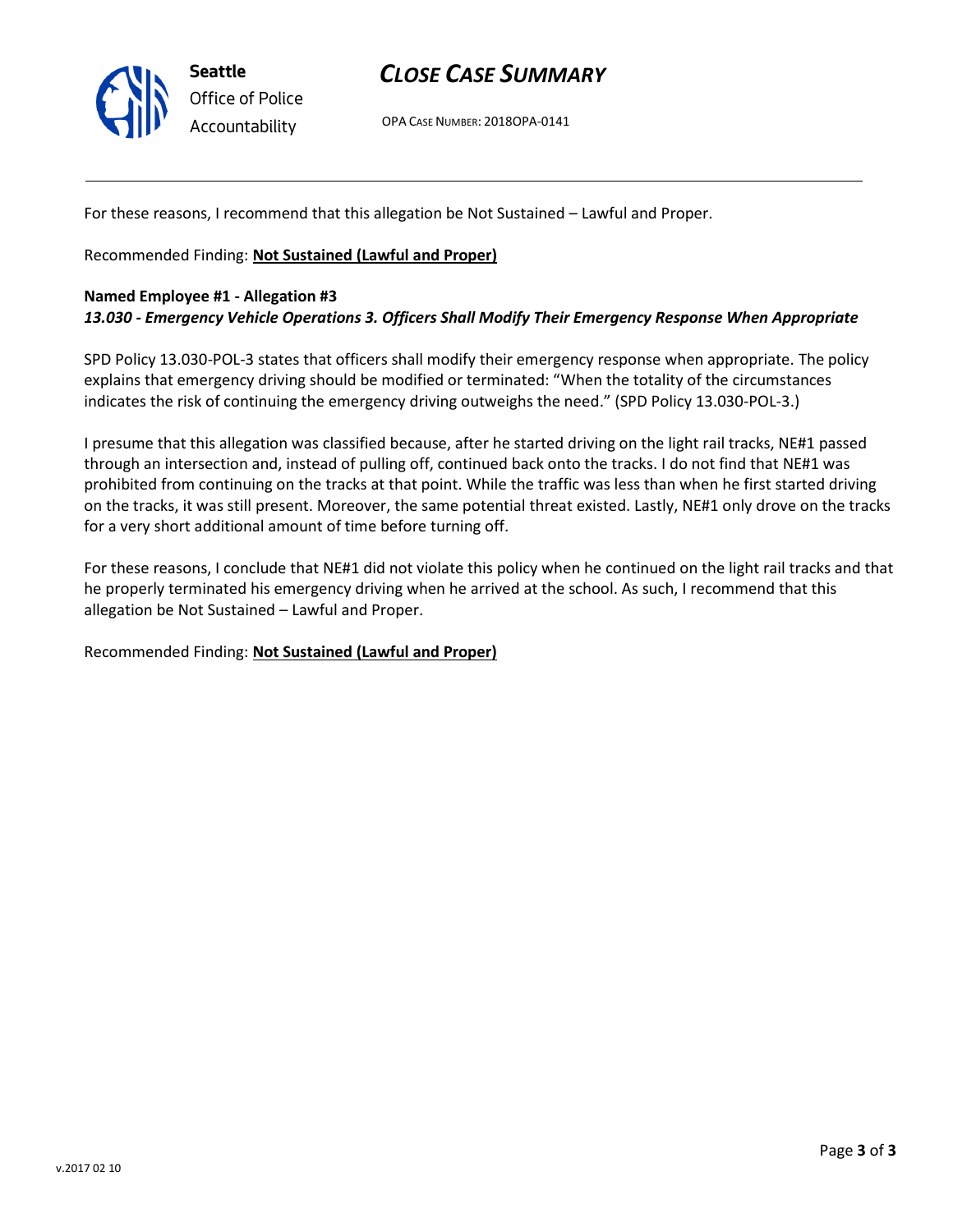For these reasons, I recommend that this allegation be Not Sustained – Lawful and Proper.

Recommended Finding: **Not Sustained (Lawful and Proper)**

**Named Employee #1 - Allegation #3**
***13.030 - Emergency Vehicle Operations 3. Officers Shall Modify Their Emergency Response When Appropriate***

SPD Policy 13.030-POL-3 states that officers shall modify their emergency response when appropriate. The policy explains that emergency driving should be modified or terminated: "When the totality of the circumstances indicates the risk of continuing the emergency driving outweighs the need." (SPD Policy 13.030-POL-3.)

I presume that this allegation was classified because, after he started driving on the light rail tracks, NE#1 passed through an intersection and, instead of pulling off, continued back onto the tracks. I do not find that NE#1 was prohibited from continuing on the tracks at that point. While the traffic was less than when he first started driving on the tracks, it was still present. Moreover, the same potential threat existed. Lastly, NE#1 only drove on the tracks for a very short additional amount of time before turning off.

For these reasons, I conclude that NE#1 did not violate this policy when he continued on the light rail tracks and that he properly terminated his emergency driving when he arrived at the school. As such, I recommend that this allegation be Not Sustained – Lawful and Proper.

Recommended Finding: **Not Sustained (Lawful and Proper)**